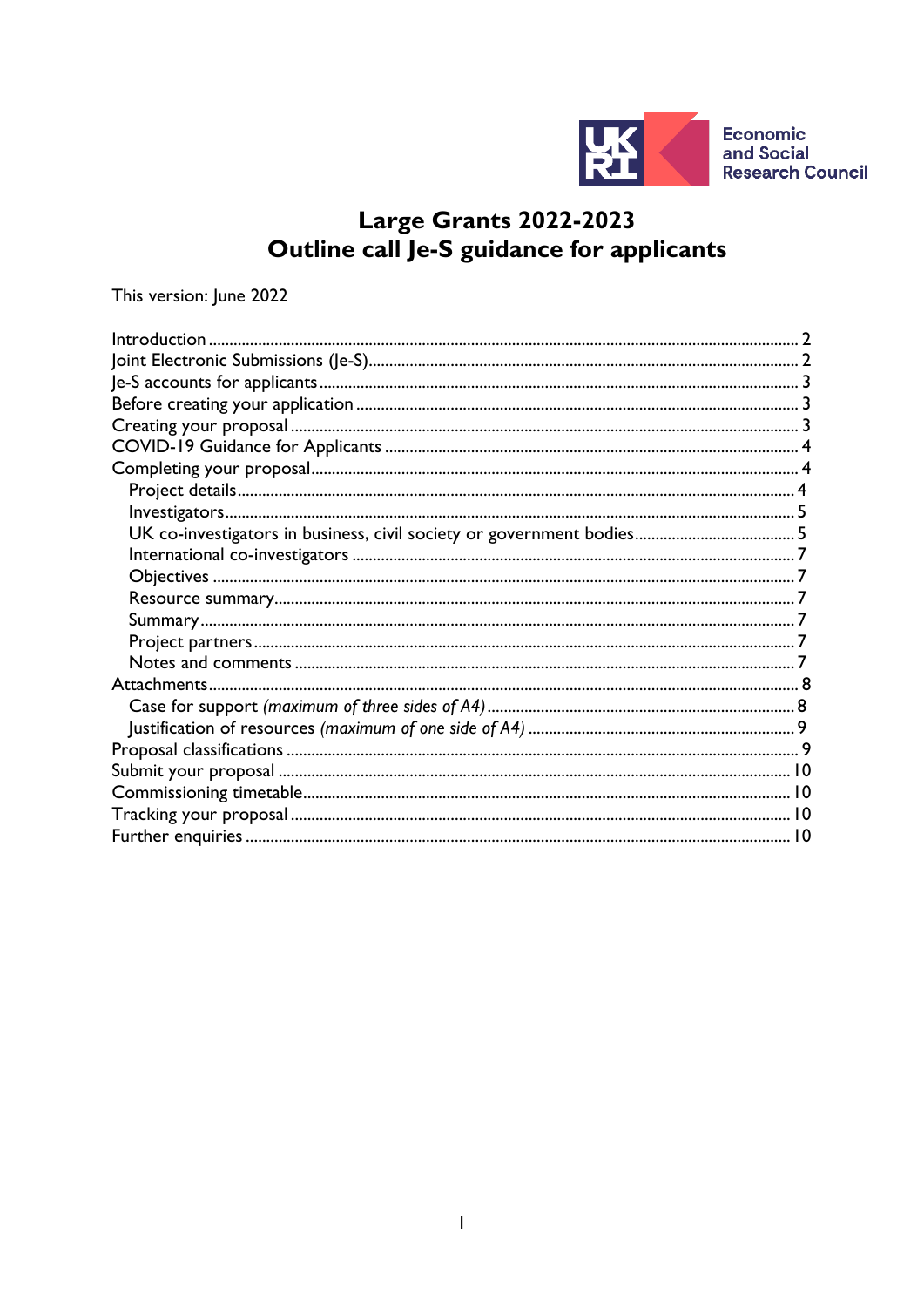Economic and Social Research Council

# Large Grants 2022-2023
# Outline call Je-S guidance for applicants

This version: June 2022

- Introduction ..... 2
- Joint Electronic Submissions (Je-S) ..... 2
- Je-S accounts for applicants ..... 3
- Before creating your application ..... 3
- Creating your proposal ..... 3
- COVID-19 Guidance for Applicants ..... 4
- Completing your proposal ..... 4
  - Project details ..... 4
  - Investigators ..... 5
  - UK co-investigators in business, civil society or government bodies ..... 5
  - International co-investigators ..... 7
  - Objectives ..... 7
  - Resource summary ..... 7
  - Summary ..... 7
  - Project partners ..... 7
  - Notes and comments ..... 7
- Attachments ..... 8
  - Case for support *(maximum of three sides of A4)* ..... 8
  - Justification of resources *(maximum of one side of A4)* ..... 9
- Proposal classifications ..... 9
- Submit your proposal ..... 10
- Commissioning timetable ..... 10
- Tracking your proposal ..... 10
- Further enquiries ..... 10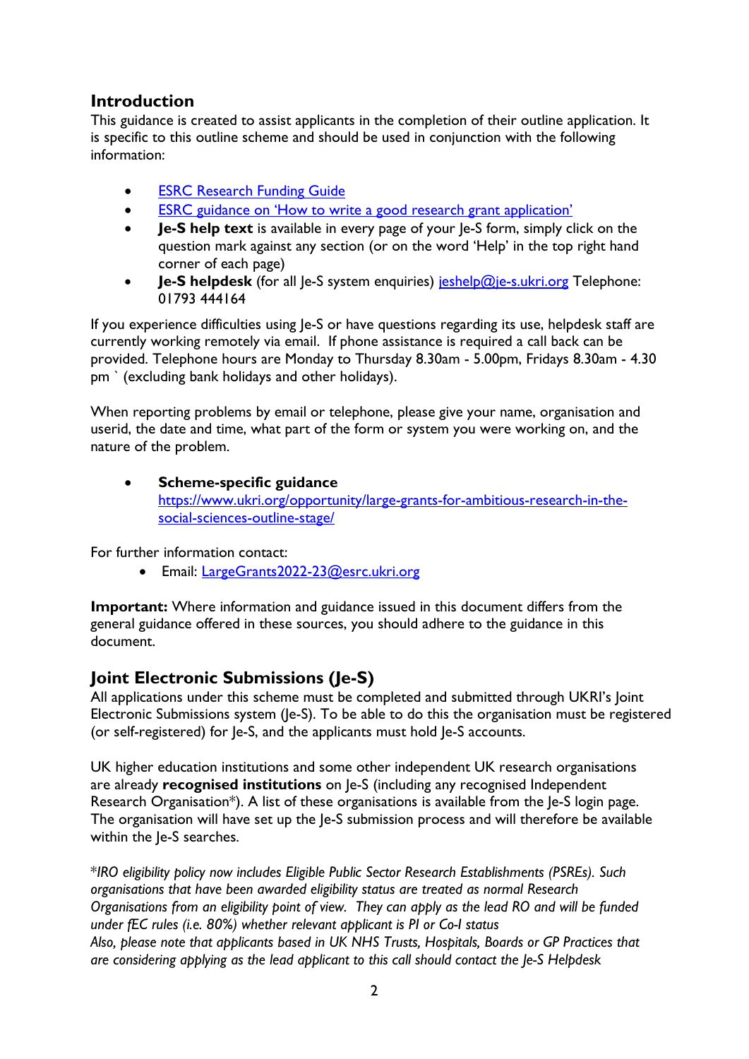## Introduction

This guidance is created to assist applicants in the completion of their outline application. It is specific to this outline scheme and should be used in conjunction with the following information:

- [ESRC Research Funding Guide]()
- [ESRC guidance on 'How to write a good research grant application']()
- **Je-S help text** is available in every page of your Je-S form, simply click on the question mark against any section (or on the word 'Help' in the top right hand corner of each page)
- **Je-S helpdesk** (for all Je-S system enquiries) [jeshelp@je-s.ukri.org](mailto:jeshelp@je-s.ukri.org) Telephone: 01793 444164

If you experience difficulties using Je-S or have questions regarding its use, helpdesk staff are currently working remotely via email. If phone assistance is required a call back can be provided. Telephone hours are Monday to Thursday 8.30am - 5.00pm, Fridays 8.30am - 4.30 pm ` (excluding bank holidays and other holidays).

When reporting problems by email or telephone, please give your name, organisation and userid, the date and time, what part of the form or system you were working on, and the nature of the problem.

- **Scheme-specific guidance**
  [https://www.ukri.org/opportunity/large-grants-for-ambitious-research-in-the-social-sciences-outline-stage/](https://www.ukri.org/opportunity/large-grants-for-ambitious-research-in-the-social-sciences-outline-stage/)

For further information contact:

- Email: [LargeGrants2022-23@esrc.ukri.org](mailto:LargeGrants2022-23@esrc.ukri.org)

**Important:** Where information and guidance issued in this document differs from the general guidance offered in these sources, you should adhere to the guidance in this document.

## Joint Electronic Submissions (Je-S)

All applications under this scheme must be completed and submitted through UKRI's Joint Electronic Submissions system (Je-S). To be able to do this the organisation must be registered (or self-registered) for Je-S, and the applicants must hold Je-S accounts.

UK higher education institutions and some other independent UK research organisations are already **recognised institutions** on Je-S (including any recognised Independent Research Organisation*). A list of these organisations is available from the Je-S login page. The organisation will have set up the Je-S submission process and will therefore be available within the Je-S searches.

*\*IRO eligibility policy now includes Eligible Public Sector Research Establishments (PSREs). Such organisations that have been awarded eligibility status are treated as normal Research Organisations from an eligibility point of view. They can apply as the lead RO and will be funded under fEC rules (i.e. 80%) whether relevant applicant is PI or Co-I status*
*Also, please note that applicants based in UK NHS Trusts, Hospitals, Boards or GP Practices that are considering applying as the lead applicant to this call should contact the Je-S Helpdesk*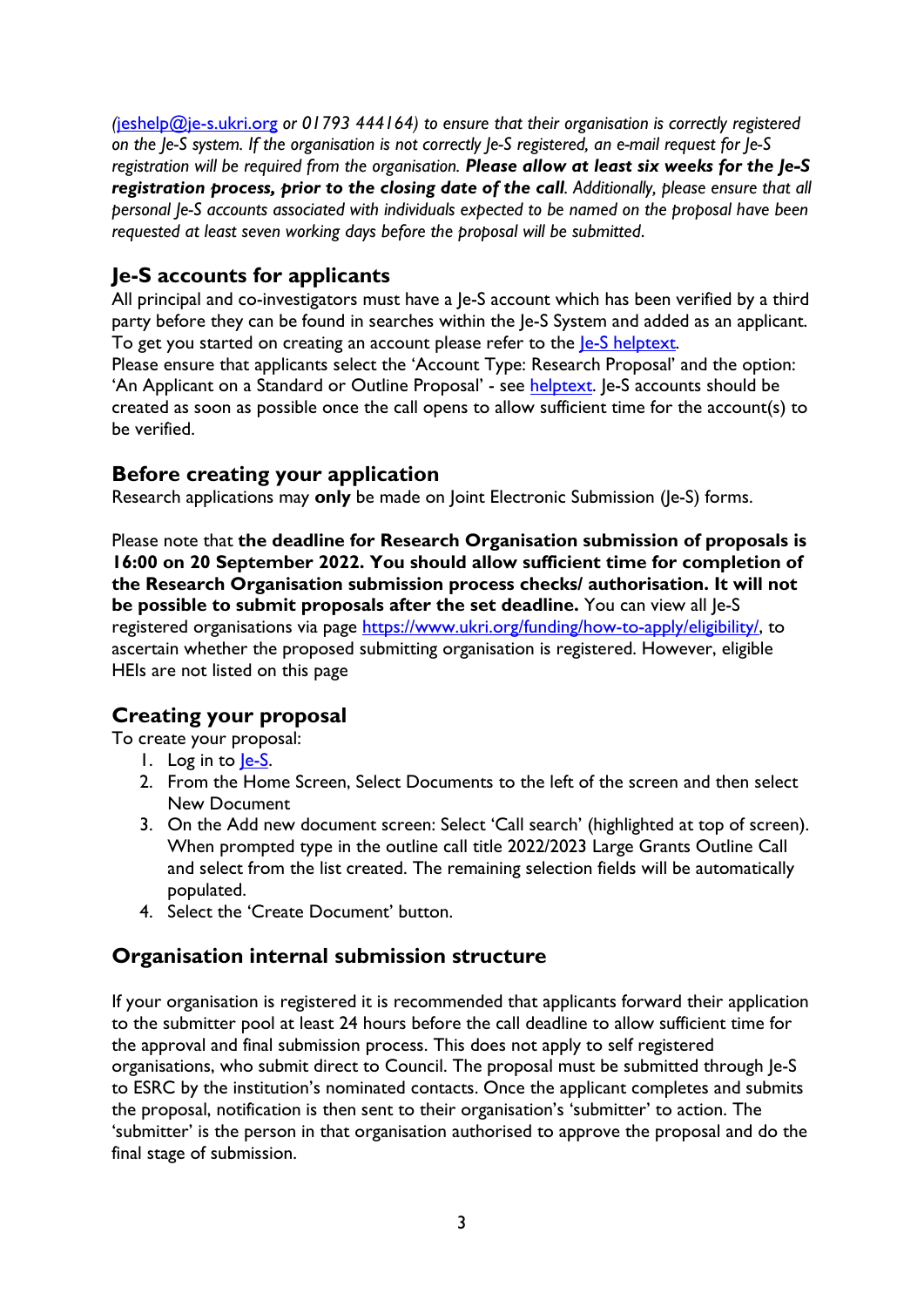*(jeshelp@je-s.ukri.org or 01793 444164) to ensure that their organisation is correctly registered on the Je-S system. If the organisation is not correctly Je-S registered, an e-mail request for Je-S registration will be required from the organisation.* ***Please allow at least six weeks for the Je-S registration process, prior to the closing date of the call****. Additionally, please ensure that all personal Je-S accounts associated with individuals expected to be named on the proposal have been requested at least seven working days before the proposal will be submitted.*

## Je-S accounts for applicants

All principal and co-investigators must have a Je-S account which has been verified by a third party before they can be found in searches within the Je-S System and added as an applicant. To get you started on creating an account please refer to the Je-S helptext.
Please ensure that applicants select the 'Account Type: Research Proposal' and the option: 'An Applicant on a Standard or Outline Proposal' - see helptext. Je-S accounts should be created as soon as possible once the call opens to allow sufficient time for the account(s) to be verified.

## Before creating your application

Research applications may **only** be made on Joint Electronic Submission (Je-S) forms.

Please note that **the deadline for Research Organisation submission of proposals is 16:00 on 20 September 2022. You should allow sufficient time for completion of the Research Organisation submission process checks/ authorisation. It will not be possible to submit proposals after the set deadline.** You can view all Je-S registered organisations via page https://www.ukri.org/funding/how-to-apply/eligibility/, to ascertain whether the proposed submitting organisation is registered. However, eligible HEIs are not listed on this page

## Creating your proposal

To create your proposal:

1. Log in to Je-S.
2. From the Home Screen, Select Documents to the left of the screen and then select New Document
3. On the Add new document screen: Select 'Call search' (highlighted at top of screen). When prompted type in the outline call title 2022/2023 Large Grants Outline Call and select from the list created. The remaining selection fields will be automatically populated.
4. Select the 'Create Document' button.

## Organisation internal submission structure

If your organisation is registered it is recommended that applicants forward their application to the submitter pool at least 24 hours before the call deadline to allow sufficient time for the approval and final submission process. This does not apply to self registered organisations, who submit direct to Council. The proposal must be submitted through Je-S to ESRC by the institution's nominated contacts. Once the applicant completes and submits the proposal, notification is then sent to their organisation's 'submitter' to action. The 'submitter' is the person in that organisation authorised to approve the proposal and do the final stage of submission.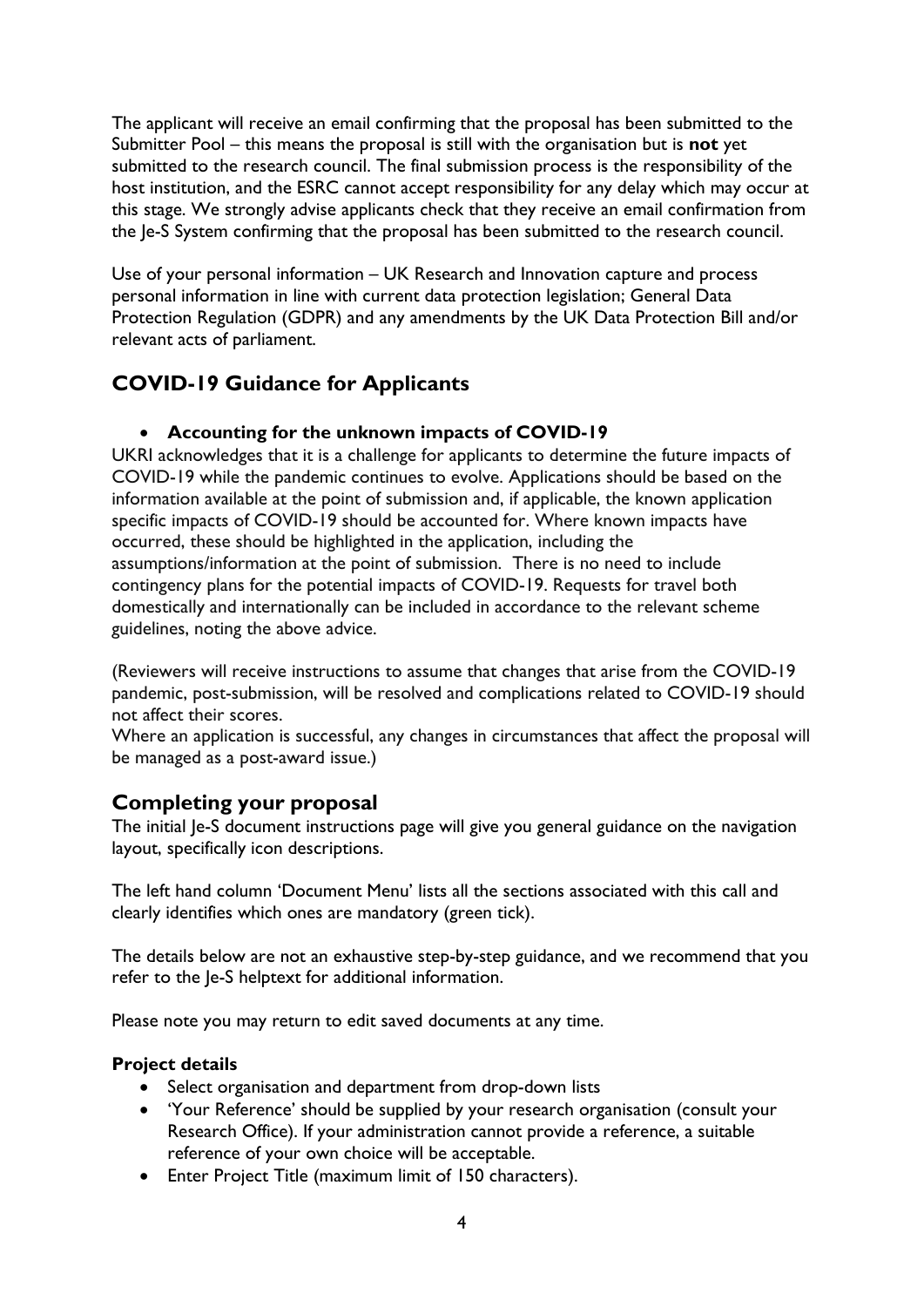The applicant will receive an email confirming that the proposal has been submitted to the Submitter Pool – this means the proposal is still with the organisation but is **not** yet submitted to the research council. The final submission process is the responsibility of the host institution, and the ESRC cannot accept responsibility for any delay which may occur at this stage. We strongly advise applicants check that they receive an email confirmation from the Je-S System confirming that the proposal has been submitted to the research council.

Use of your personal information – UK Research and Innovation capture and process personal information in line with current data protection legislation; General Data Protection Regulation (GDPR) and any amendments by the UK Data Protection Bill and/or relevant acts of parliament.

## COVID-19 Guidance for Applicants

- **Accounting for the unknown impacts of COVID-19**

UKRI acknowledges that it is a challenge for applicants to determine the future impacts of COVID-19 while the pandemic continues to evolve. Applications should be based on the information available at the point of submission and, if applicable, the known application specific impacts of COVID-19 should be accounted for. Where known impacts have occurred, these should be highlighted in the application, including the assumptions/information at the point of submission. There is no need to include contingency plans for the potential impacts of COVID-19. Requests for travel both domestically and internationally can be included in accordance to the relevant scheme guidelines, noting the above advice.

(Reviewers will receive instructions to assume that changes that arise from the COVID-19 pandemic, post-submission, will be resolved and complications related to COVID-19 should not affect their scores.
Where an application is successful, any changes in circumstances that affect the proposal will be managed as a post-award issue.)

## Completing your proposal

The initial Je-S document instructions page will give you general guidance on the navigation layout, specifically icon descriptions.

The left hand column 'Document Menu' lists all the sections associated with this call and clearly identifies which ones are mandatory (green tick).

The details below are not an exhaustive step-by-step guidance, and we recommend that you refer to the Je-S helptext for additional information.

Please note you may return to edit saved documents at any time.

**Project details**

- Select organisation and department from drop-down lists
- 'Your Reference' should be supplied by your research organisation (consult your Research Office). If your administration cannot provide a reference, a suitable reference of your own choice will be acceptable.
- Enter Project Title (maximum limit of 150 characters).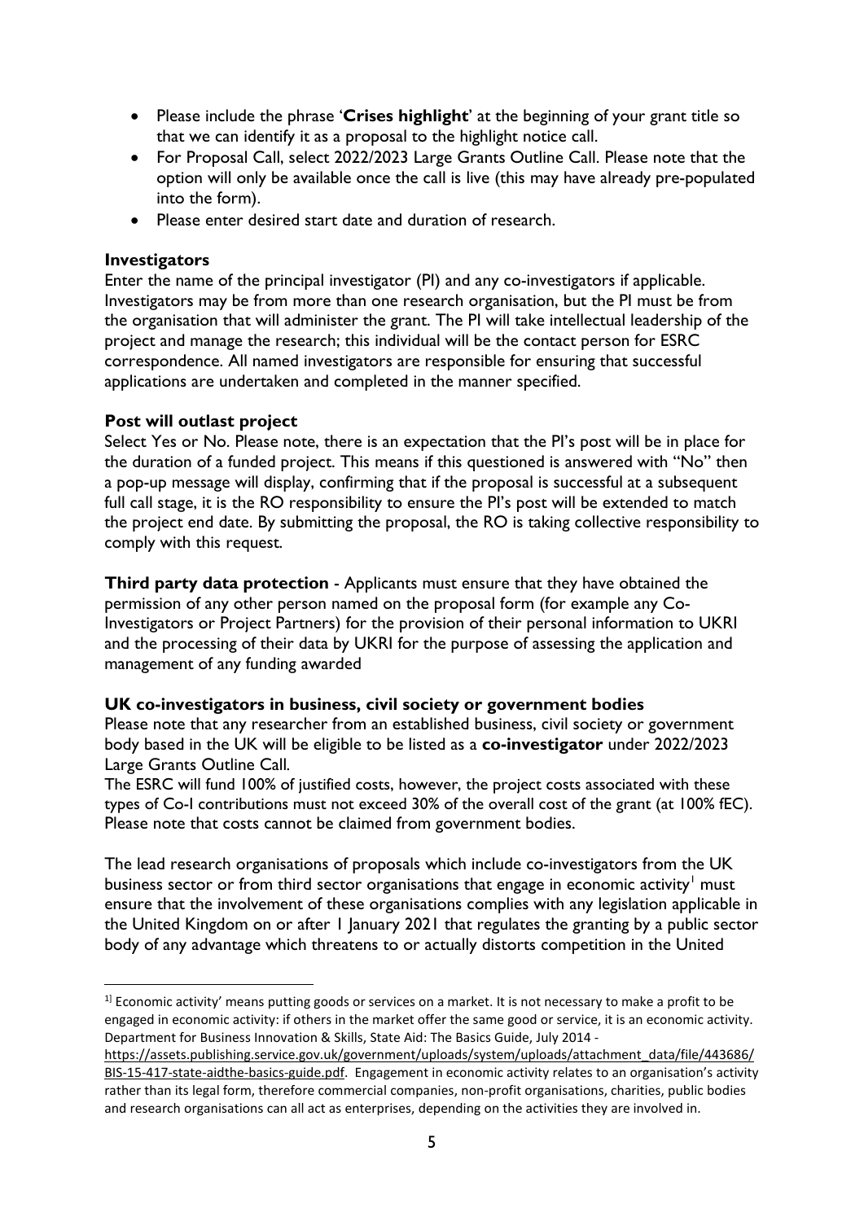- Please include the phrase '**Crises highlight**' at the beginning of your grant title so that we can identify it as a proposal to the highlight notice call.
- For Proposal Call, select 2022/2023 Large Grants Outline Call. Please note that the option will only be available once the call is live (this may have already pre-populated into the form).
- Please enter desired start date and duration of research.

**Investigators**

Enter the name of the principal investigator (PI) and any co-investigators if applicable. Investigators may be from more than one research organisation, but the PI must be from the organisation that will administer the grant. The PI will take intellectual leadership of the project and manage the research; this individual will be the contact person for ESRC correspondence. All named investigators are responsible for ensuring that successful applications are undertaken and completed in the manner specified.

**Post will outlast project**

Select Yes or No. Please note, there is an expectation that the PI's post will be in place for the duration of a funded project. This means if this questioned is answered with "No" then a pop-up message will display, confirming that if the proposal is successful at a subsequent full call stage, it is the RO responsibility to ensure the PI's post will be extended to match the project end date. By submitting the proposal, the RO is taking collective responsibility to comply with this request.

**Third party data protection** - Applicants must ensure that they have obtained the permission of any other person named on the proposal form (for example any Co-Investigators or Project Partners) for the provision of their personal information to UKRI and the processing of their data by UKRI for the purpose of assessing the application and management of any funding awarded

**UK co-investigators in business, civil society or government bodies**

Please note that any researcher from an established business, civil society or government body based in the UK will be eligible to be listed as a **co-investigator** under 2022/2023 Large Grants Outline Call.

The ESRC will fund 100% of justified costs, however, the project costs associated with these types of Co-I contributions must not exceed 30% of the overall cost of the grant (at 100% fEC). Please note that costs cannot be claimed from government bodies.

The lead research organisations of proposals which include co-investigators from the UK business sector or from third sector organisations that engage in economic activity[1] must ensure that the involvement of these organisations complies with any legislation applicable in the United Kingdom on or after 1 January 2021 that regulates the granting by a public sector body of any advantage which threatens to or actually distorts competition in the United

---

[1] Economic activity' means putting goods or services on a market. It is not necessary to make a profit to be engaged in economic activity: if others in the market offer the same good or service, it is an economic activity. Department for Business Innovation & Skills, State Aid: The Basics Guide, July 2014 - https://assets.publishing.service.gov.uk/government/uploads/system/uploads/attachment_data/file/443686/BIS-15-417-state-aidthe-basics-guide.pdf. Engagement in economic activity relates to an organisation's activity rather than its legal form, therefore commercial companies, non-profit organisations, charities, public bodies and research organisations can all act as enterprises, depending on the activities they are involved in.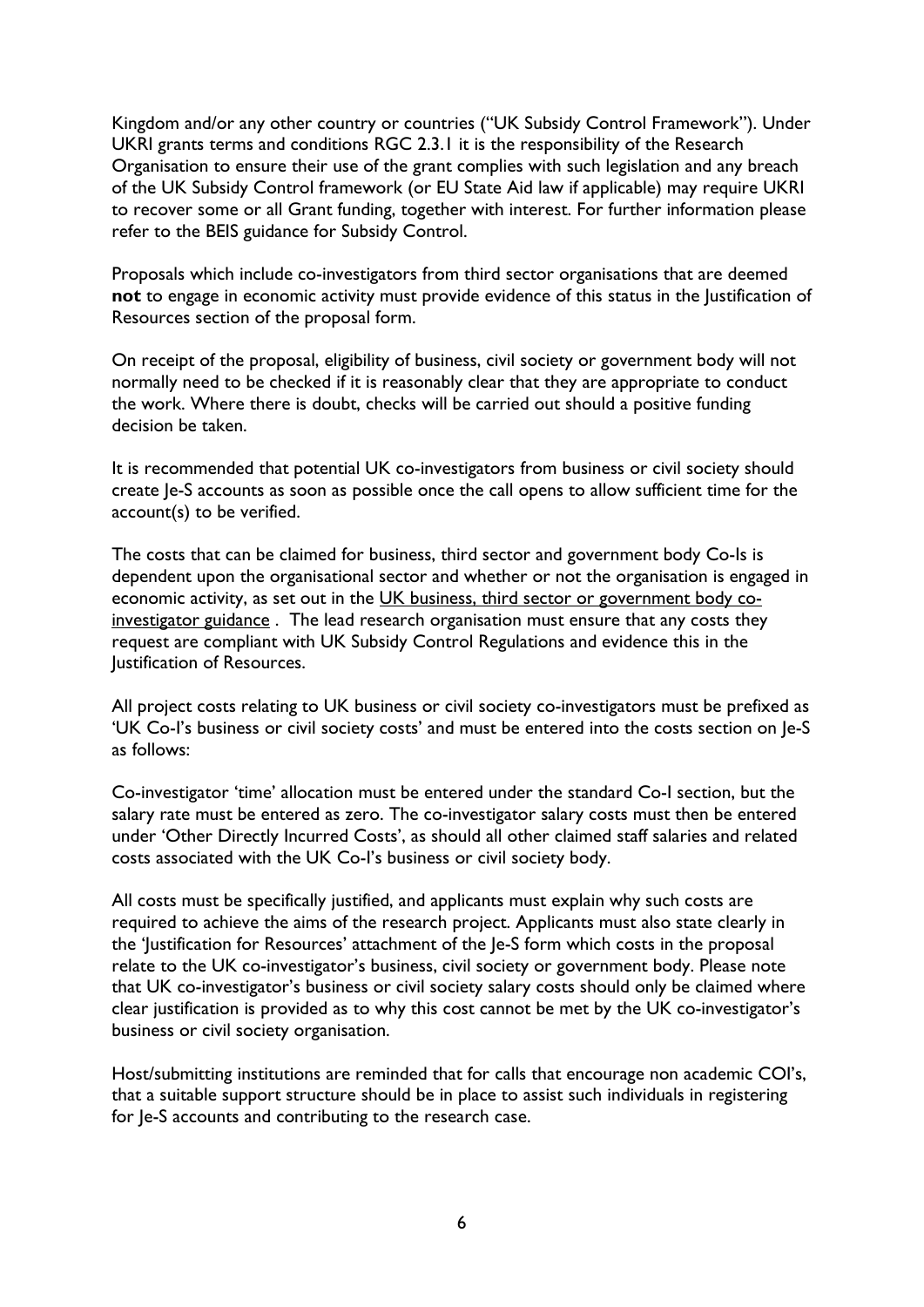Kingdom and/or any other country or countries ("UK Subsidy Control Framework"). Under UKRI grants terms and conditions RGC 2.3.1 it is the responsibility of the Research Organisation to ensure their use of the grant complies with such legislation and any breach of the UK Subsidy Control framework (or EU State Aid law if applicable) may require UKRI to recover some or all Grant funding, together with interest. For further information please refer to the BEIS guidance for Subsidy Control.

Proposals which include co-investigators from third sector organisations that are deemed **not** to engage in economic activity must provide evidence of this status in the Justification of Resources section of the proposal form.

On receipt of the proposal, eligibility of business, civil society or government body will not normally need to be checked if it is reasonably clear that they are appropriate to conduct the work. Where there is doubt, checks will be carried out should a positive funding decision be taken.

It is recommended that potential UK co-investigators from business or civil society should create Je-S accounts as soon as possible once the call opens to allow sufficient time for the account(s) to be verified.

The costs that can be claimed for business, third sector and government body Co-Is is dependent upon the organisational sector and whether or not the organisation is engaged in economic activity, as set out in the UK business, third sector or government body co-investigator guidance . The lead research organisation must ensure that any costs they request are compliant with UK Subsidy Control Regulations and evidence this in the Justification of Resources.

All project costs relating to UK business or civil society co-investigators must be prefixed as 'UK Co-I's business or civil society costs' and must be entered into the costs section on Je-S as follows:

Co-investigator 'time' allocation must be entered under the standard Co-I section, but the salary rate must be entered as zero. The co-investigator salary costs must then be entered under 'Other Directly Incurred Costs', as should all other claimed staff salaries and related costs associated with the UK Co-I's business or civil society body.

All costs must be specifically justified, and applicants must explain why such costs are required to achieve the aims of the research project. Applicants must also state clearly in the 'Justification for Resources' attachment of the Je-S form which costs in the proposal relate to the UK co-investigator's business, civil society or government body. Please note that UK co-investigator's business or civil society salary costs should only be claimed where clear justification is provided as to why this cost cannot be met by the UK co-investigator's business or civil society organisation.

Host/submitting institutions are reminded that for calls that encourage non academic COI's, that a suitable support structure should be in place to assist such individuals in registering for Je-S accounts and contributing to the research case.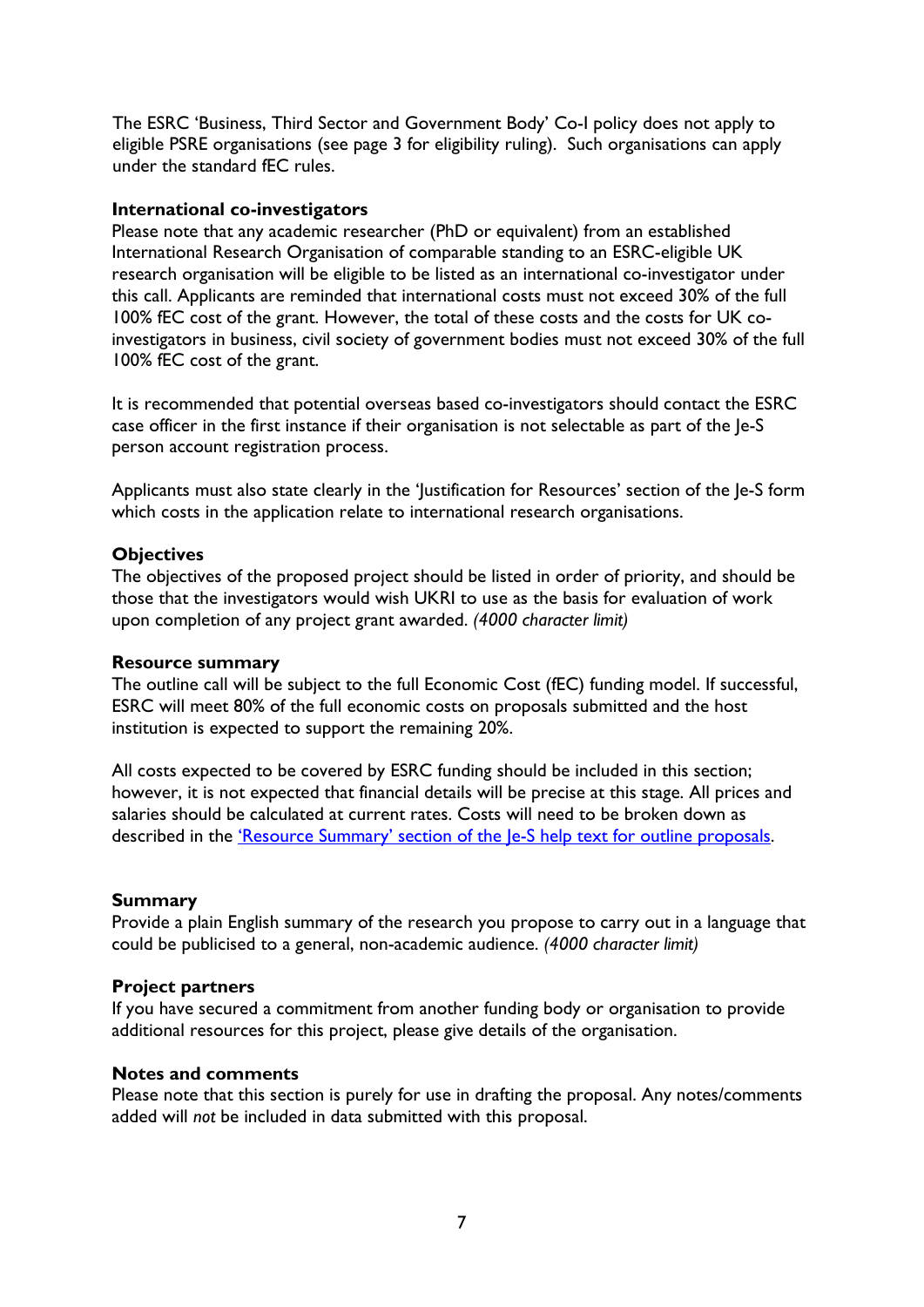The ESRC 'Business, Third Sector and Government Body' Co-I policy does not apply to eligible PSRE organisations (see page 3 for eligibility ruling). Such organisations can apply under the standard fEC rules.

**International co-investigators**

Please note that any academic researcher (PhD or equivalent) from an established International Research Organisation of comparable standing to an ESRC-eligible UK research organisation will be eligible to be listed as an international co-investigator under this call. Applicants are reminded that international costs must not exceed 30% of the full 100% fEC cost of the grant. However, the total of these costs and the costs for UK co-investigators in business, civil society of government bodies must not exceed 30% of the full 100% fEC cost of the grant.

It is recommended that potential overseas based co-investigators should contact the ESRC case officer in the first instance if their organisation is not selectable as part of the Je-S person account registration process.

Applicants must also state clearly in the 'Justification for Resources' section of the Je-S form which costs in the application relate to international research organisations.

**Objectives**

The objectives of the proposed project should be listed in order of priority, and should be those that the investigators would wish UKRI to use as the basis for evaluation of work upon completion of any project grant awarded. *(4000 character limit)*

**Resource summary**

The outline call will be subject to the full Economic Cost (fEC) funding model. If successful, ESRC will meet 80% of the full economic costs on proposals submitted and the host institution is expected to support the remaining 20%.

All costs expected to be covered by ESRC funding should be included in this section; however, it is not expected that financial details will be precise at this stage. All prices and salaries should be calculated at current rates. Costs will need to be broken down as described in the 'Resource Summary' section of the Je-S help text for outline proposals.

**Summary**

Provide a plain English summary of the research you propose to carry out in a language that could be publicised to a general, non-academic audience. *(4000 character limit)*

**Project partners**

If you have secured a commitment from another funding body or organisation to provide additional resources for this project, please give details of the organisation.

**Notes and comments**

Please note that this section is purely for use in drafting the proposal. Any notes/comments added will *not* be included in data submitted with this proposal.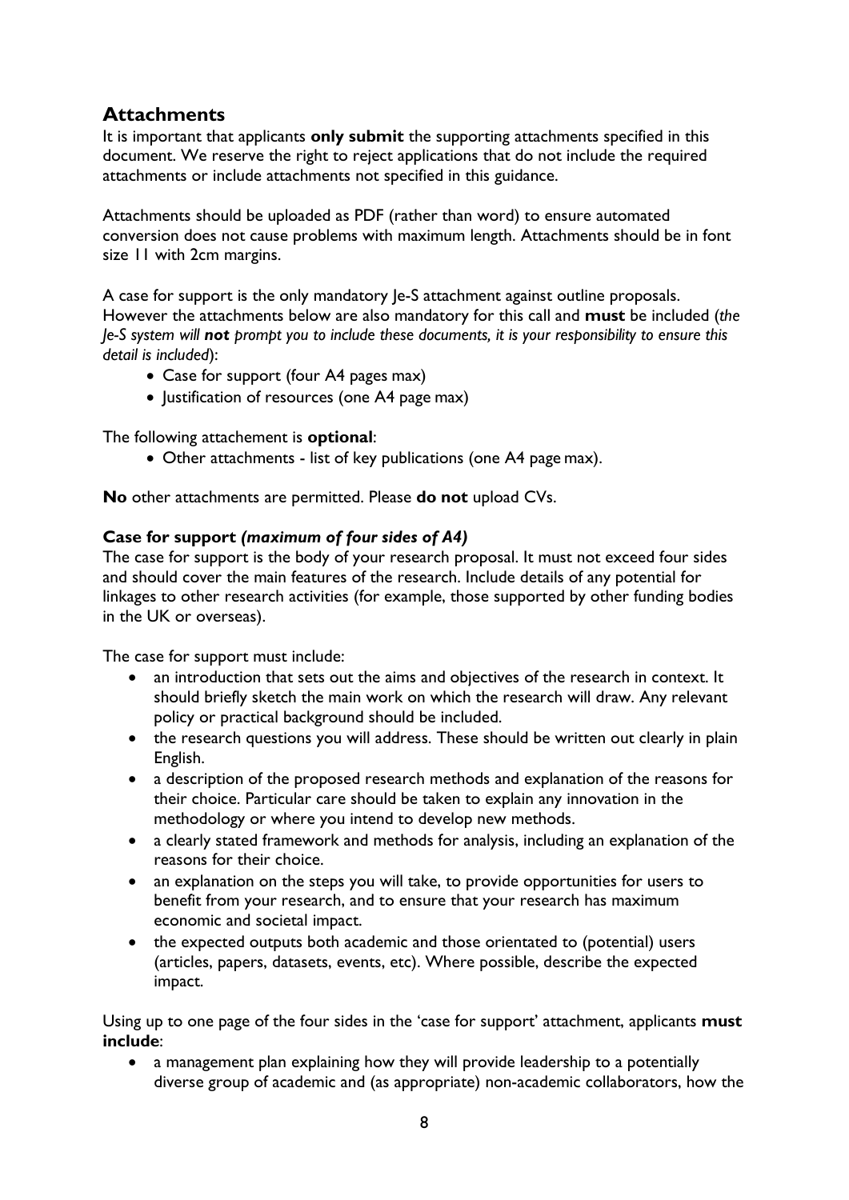## Attachments

It is important that applicants **only submit** the supporting attachments specified in this document. We reserve the right to reject applications that do not include the required attachments or include attachments not specified in this guidance.

Attachments should be uploaded as PDF (rather than word) to ensure automated conversion does not cause problems with maximum length. Attachments should be in font size 11 with 2cm margins.

A case for support is the only mandatory Je-S attachment against outline proposals. However the attachments below are also mandatory for this call and **must** be included (*the Je-S system will **not** prompt you to include these documents, it is your responsibility to ensure this detail is included*):

- Case for support (four A4 pages max)
- Justification of resources (one A4 page max)

The following attachement is **optional**:

- Other attachments - list of key publications (one A4 page max).

**No** other attachments are permitted. Please **do not** upload CVs.

**Case for support *(maximum of four sides of A4)***

The case for support is the body of your research proposal. It must not exceed four sides and should cover the main features of the research. Include details of any potential for linkages to other research activities (for example, those supported by other funding bodies in the UK or overseas).

The case for support must include:

- an introduction that sets out the aims and objectives of the research in context. It should briefly sketch the main work on which the research will draw. Any relevant policy or practical background should be included.
- the research questions you will address. These should be written out clearly in plain English.
- a description of the proposed research methods and explanation of the reasons for their choice. Particular care should be taken to explain any innovation in the methodology or where you intend to develop new methods.
- a clearly stated framework and methods for analysis, including an explanation of the reasons for their choice.
- an explanation on the steps you will take, to provide opportunities for users to benefit from your research, and to ensure that your research has maximum economic and societal impact.
- the expected outputs both academic and those orientated to (potential) users (articles, papers, datasets, events, etc). Where possible, describe the expected impact.

Using up to one page of the four sides in the 'case for support' attachment, applicants **must include**:

- a management plan explaining how they will provide leadership to a potentially diverse group of academic and (as appropriate) non-academic collaborators, how the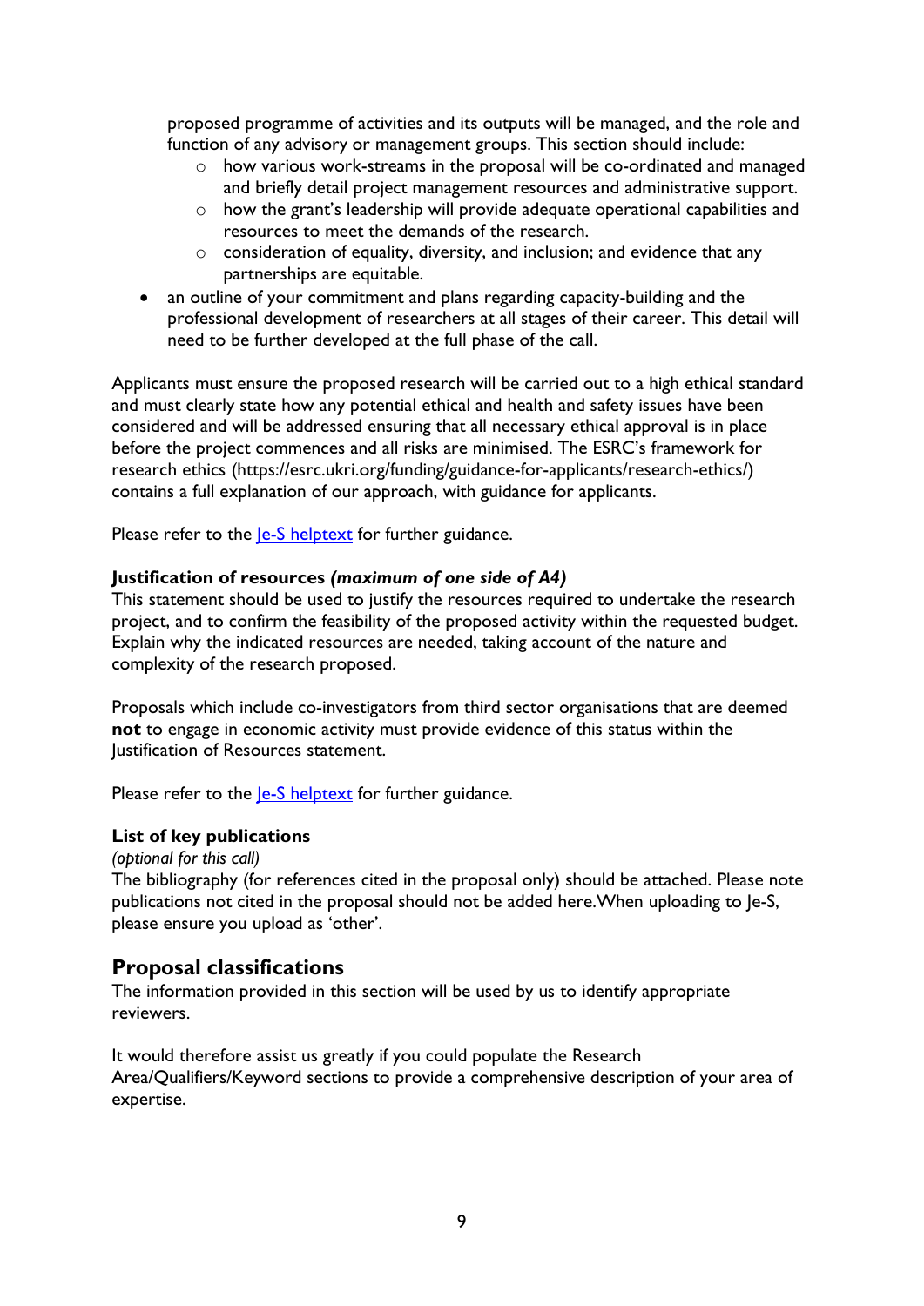proposed programme of activities and its outputs will be managed, and the role and function of any advisory or management groups. This section should include:
  - how various work-streams in the proposal will be co-ordinated and managed and briefly detail project management resources and administrative support.
  - how the grant's leadership will provide adequate operational capabilities and resources to meet the demands of the research.
  - consideration of equality, diversity, and inclusion; and evidence that any partnerships are equitable.
- an outline of your commitment and plans regarding capacity-building and the professional development of researchers at all stages of their career. This detail will need to be further developed at the full phase of the call.

Applicants must ensure the proposed research will be carried out to a high ethical standard and must clearly state how any potential ethical and health and safety issues have been considered and will be addressed ensuring that all necessary ethical approval is in place before the project commences and all risks are minimised. The ESRC's framework for research ethics (https://esrc.ukri.org/funding/guidance-for-applicants/research-ethics/) contains a full explanation of our approach, with guidance for applicants.

Please refer to the Je-S helptext for further guidance.

**Justification of resources *(maximum of one side of A4)***

This statement should be used to justify the resources required to undertake the research project, and to confirm the feasibility of the proposed activity within the requested budget. Explain why the indicated resources are needed, taking account of the nature and complexity of the research proposed.

Proposals which include co-investigators from third sector organisations that are deemed **not** to engage in economic activity must provide evidence of this status within the Justification of Resources statement.

Please refer to the Je-S helptext for further guidance.

**List of key publications**

*(optional for this call)*

The bibliography (for references cited in the proposal only) should be attached. Please note publications not cited in the proposal should not be added here.When uploading to Je-S, please ensure you upload as 'other'.

## Proposal classifications

The information provided in this section will be used by us to identify appropriate reviewers.

It would therefore assist us greatly if you could populate the Research Area/Qualifiers/Keyword sections to provide a comprehensive description of your area of expertise.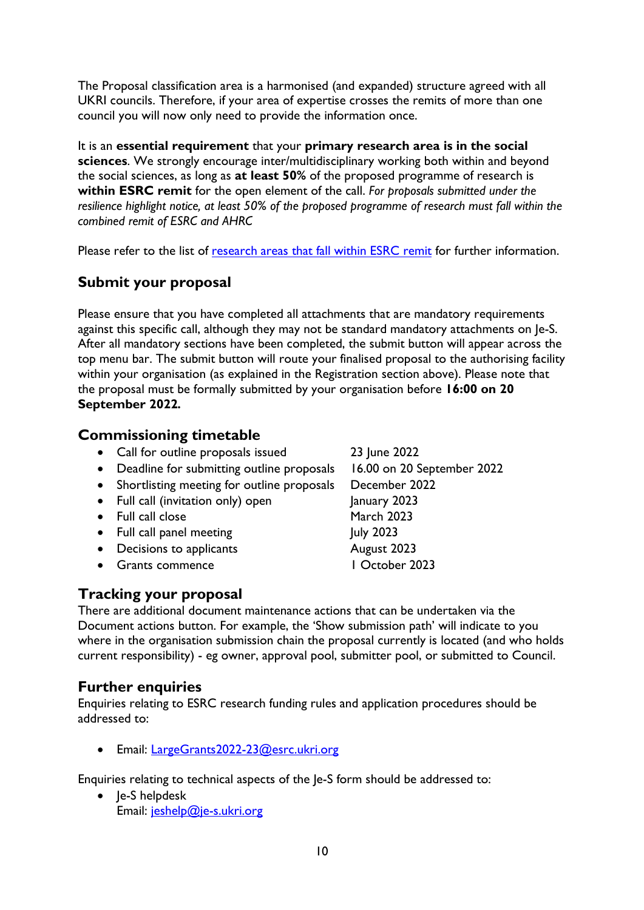The Proposal classification area is a harmonised (and expanded) structure agreed with all UKRI councils. Therefore, if your area of expertise crosses the remits of more than one council you will now only need to provide the information once.

It is an **essential requirement** that your **primary research area is in the social sciences**. We strongly encourage inter/multidisciplinary working both within and beyond the social sciences, as long as **at least 50%** of the proposed programme of research is **within ESRC remit** for the open element of the call. *For proposals submitted under the resilience highlight notice, at least 50% of the proposed programme of research must fall within the combined remit of ESRC and AHRC*

Please refer to the list of [research areas that fall within ESRC remit] for further information.

## Submit your proposal

Please ensure that you have completed all attachments that are mandatory requirements against this specific call, although they may not be standard mandatory attachments on Je-S. After all mandatory sections have been completed, the submit button will appear across the top menu bar. The submit button will route your finalised proposal to the authorising facility within your organisation (as explained in the Registration section above). Please note that the proposal must be formally submitted by your organisation before **16:00 on 20 September 2022.**

## Commissioning timetable

- Call for outline proposals issued — 23 June 2022
- Deadline for submitting outline proposals — 16.00 on 20 September 2022
- Shortlisting meeting for outline proposals — December 2022
- Full call (invitation only) open — January 2023
- Full call close — March 2023
- Full call panel meeting — July 2023
- Decisions to applicants — August 2023
- Grants commence — 1 October 2023

## Tracking your proposal

There are additional document maintenance actions that can be undertaken via the Document actions button. For example, the 'Show submission path' will indicate to you where in the organisation submission chain the proposal currently is located (and who holds current responsibility) - eg owner, approval pool, submitter pool, or submitted to Council.

## Further enquiries

Enquiries relating to ESRC research funding rules and application procedures should be addressed to:

- Email: LargeGrants2022-23@esrc.ukri.org

Enquiries relating to technical aspects of the Je-S form should be addressed to:

- Je-S helpdesk
  Email: jeshelp@je-s.ukri.org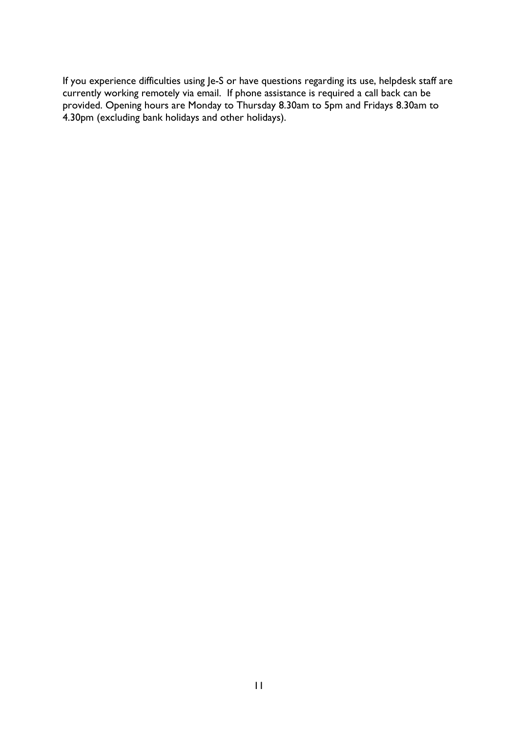If you experience difficulties using Je-S or have questions regarding its use, helpdesk staff are currently working remotely via email. If phone assistance is required a call back can be provided. Opening hours are Monday to Thursday 8.30am to 5pm and Fridays 8.30am to 4.30pm (excluding bank holidays and other holidays).